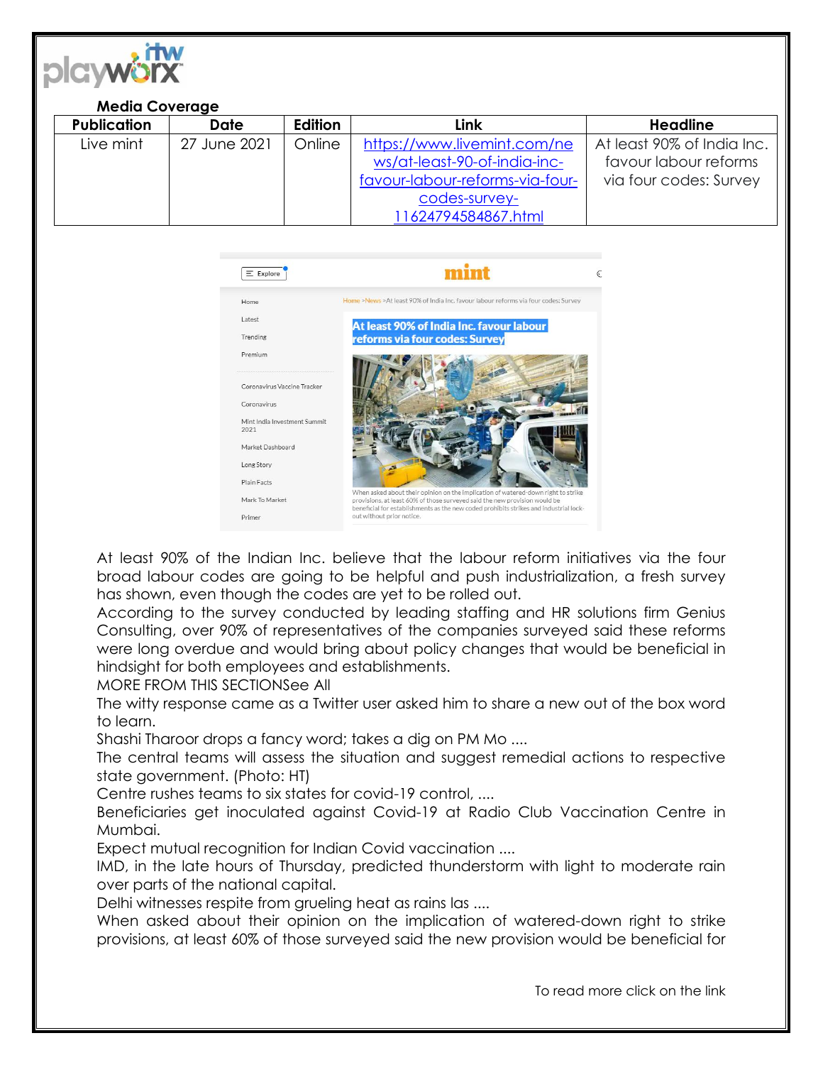**Media Coverage**

| Publication | Date | Edition | Link | Headline |
| --- | --- | --- | --- | --- |
| Live mint | 27 June 2021 | Online | https://www.livemint.com/news/at-least-90-of-india-inc-favour-labour-reforms-via-four-codes-survey-11624794584867.html | At least 90% of India Inc. favour labour reforms via four codes: Survey |

At least 90% of the Indian Inc. believe that the labour reform initiatives via the four broad labour codes are going to be helpful and push industrialization, a fresh survey has shown, even though the codes are yet to be rolled out.

According to the survey conducted by leading staffing and HR solutions firm Genius Consulting, over 90% of representatives of the companies surveyed said these reforms were long overdue and would bring about policy changes that would be beneficial in hindsight for both employees and establishments.

MORE FROM THIS SECTIONSee All

The witty response came as a Twitter user asked him to share a new out of the box word to learn.

Shashi Tharoor drops a fancy word; takes a dig on PM Mo ....

The central teams will assess the situation and suggest remedial actions to respective state government. (Photo: HT)

Centre rushes teams to six states for covid-19 control, ....

Beneficiaries get inoculated against Covid-19 at Radio Club Vaccination Centre in Mumbai.

Expect mutual recognition for Indian Covid vaccination ....

IMD, in the late hours of Thursday, predicted thunderstorm with light to moderate rain over parts of the national capital.

Delhi witnesses respite from grueling heat as rains las ....

When asked about their opinion on the implication of watered-down right to strike provisions, at least 60% of those surveyed said the new provision would be beneficial for

To read more click on the link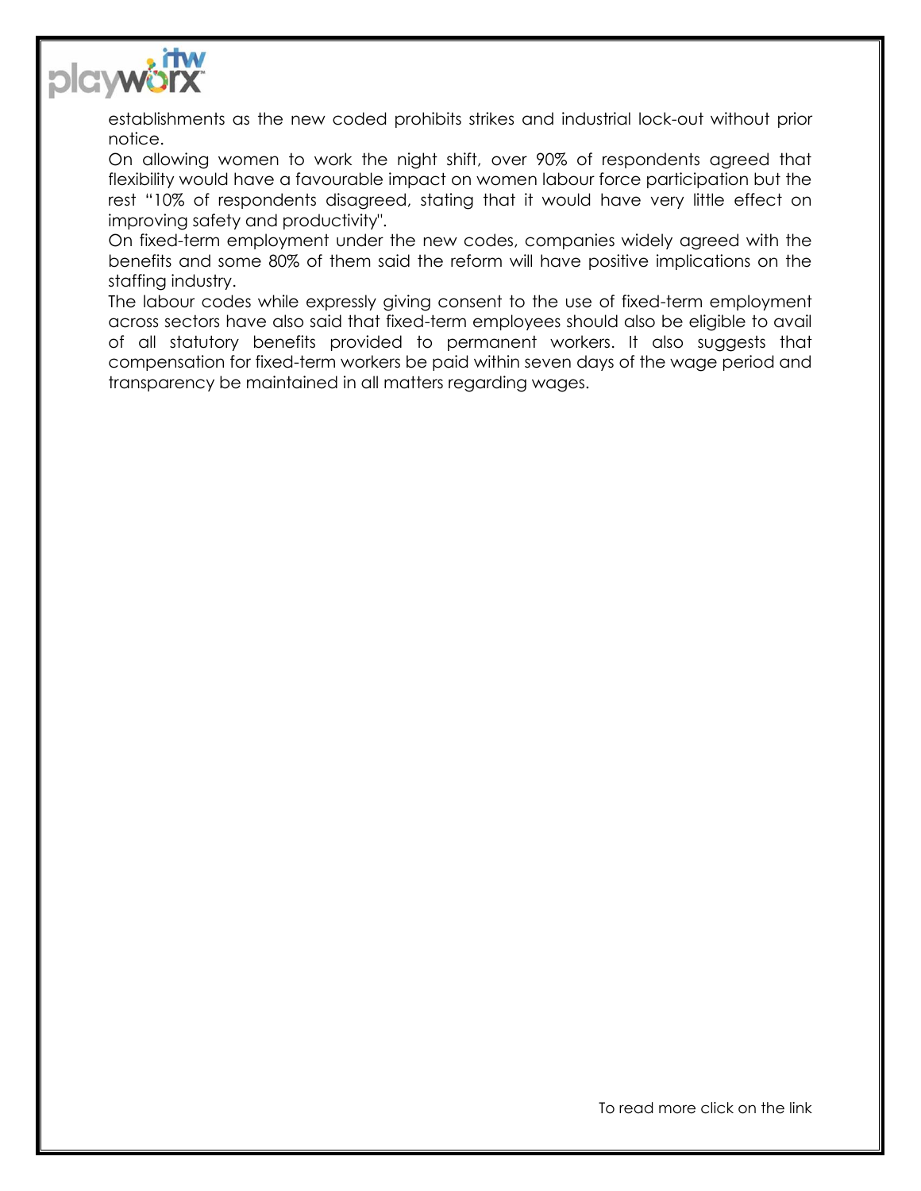establishments as the new coded prohibits strikes and industrial lock-out without prior notice.

On allowing women to work the night shift, over 90% of respondents agreed that flexibility would have a favourable impact on women labour force participation but the rest "10% of respondents disagreed, stating that it would have very little effect on improving safety and productivity".

On fixed-term employment under the new codes, companies widely agreed with the benefits and some 80% of them said the reform will have positive implications on the staffing industry.

The labour codes while expressly giving consent to the use of fixed-term employment across sectors have also said that fixed-term employees should also be eligible to avail of all statutory benefits provided to permanent workers. It also suggests that compensation for fixed-term workers be paid within seven days of the wage period and transparency be maintained in all matters regarding wages.

To read more click on the link